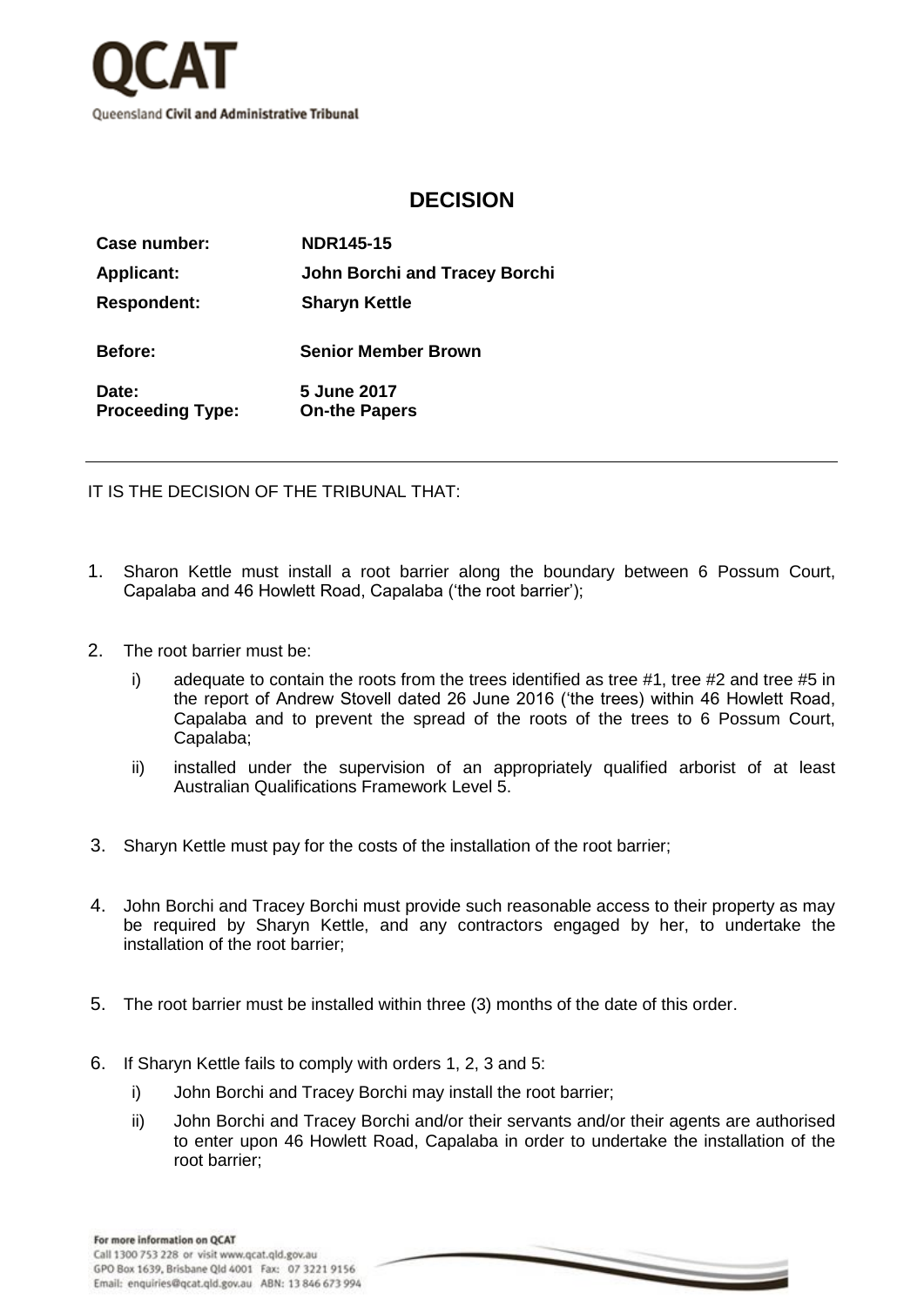QCAT

Queensland Civil and Administrative Tribunal

# DECISION

| | |
|---|---|
| **Case number:** | **NDR145-15** |
| **Applicant:** | **John Borchi and Tracey Borchi** |
| **Respondent:** | **Sharyn Kettle** |
| **Before:** | **Senior Member Brown** |
| **Date:** | **5 June 2017** |
| **Proceeding Type:** | **On-the Papers** |

---

IT IS THE DECISION OF THE TRIBUNAL THAT:

1. Sharon Kettle must install a root barrier along the boundary between 6 Possum Court, Capalaba and 46 Howlett Road, Capalaba ('the root barrier');

2. The root barrier must be:

   i) adequate to contain the roots from the trees identified as tree #1, tree #2 and tree #5 in the report of Andrew Stovell dated 26 June 2016 ('the trees) within 46 Howlett Road, Capalaba and to prevent the spread of the roots of the trees to 6 Possum Court, Capalaba;

   ii) installed under the supervision of an appropriately qualified arborist of at least Australian Qualifications Framework Level 5.

3. Sharyn Kettle must pay for the costs of the installation of the root barrier;

4. John Borchi and Tracey Borchi must provide such reasonable access to their property as may be required by Sharyn Kettle, and any contractors engaged by her, to undertake the installation of the root barrier;

5. The root barrier must be installed within three (3) months of the date of this order.

6. If Sharyn Kettle fails to comply with orders 1, 2, 3 and 5:

   i) John Borchi and Tracey Borchi may install the root barrier;

   ii) John Borchi and Tracey Borchi and/or their servants and/or their agents are authorised to enter upon 46 Howlett Road, Capalaba in order to undertake the installation of the root barrier;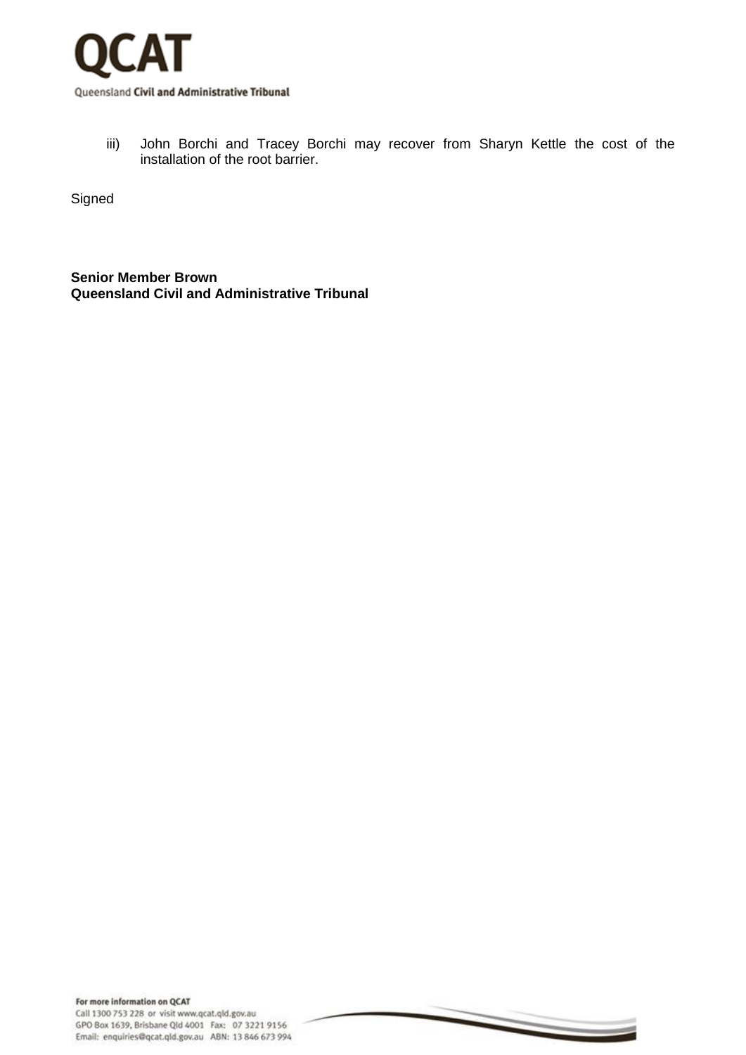iii) John Borchi and Tracey Borchi may recover from Sharyn Kettle the cost of the installation of the root barrier.

Signed

**Senior Member Brown**
**Queensland Civil and Administrative Tribunal**